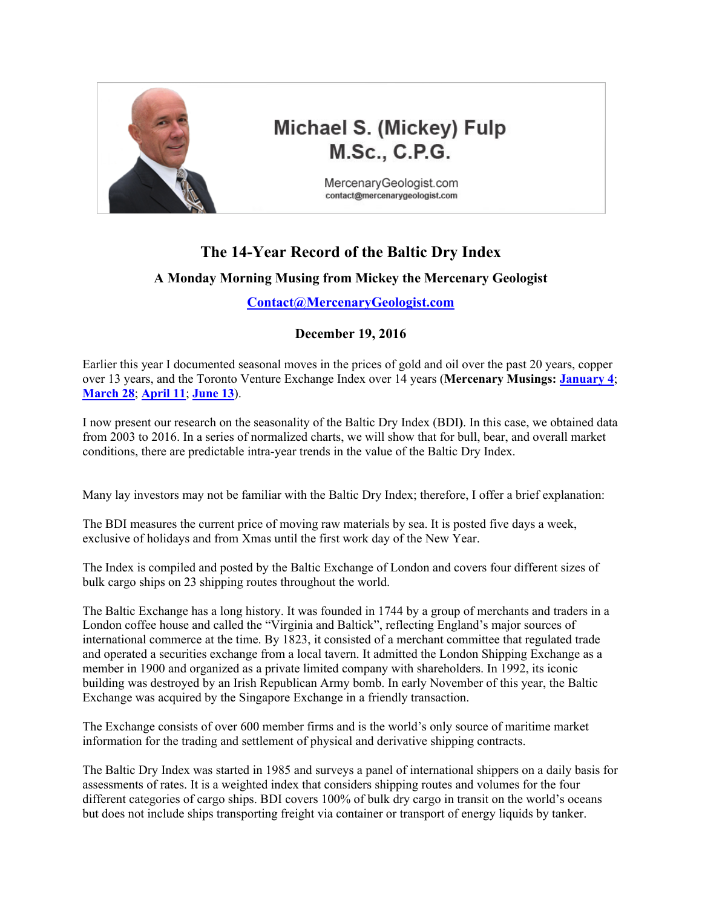Michael S. (Mickey) Fulp
M.Sc., C.P.G.

MercenaryGeologist.com
contact@mercenarygeologist.com

# The 14-Year Record of the Baltic Dry Index

### A Monday Morning Musing from Mickey the Mercenary Geologist

**Contact@MercenaryGeologist.com**

**December 19, 2016**

Earlier this year I documented seasonal moves in the prices of gold and oil over the past 20 years, copper over 13 years, and the Toronto Venture Exchange Index over 14 years (**Mercenary Musings: January 4**; **March 28**; **April 11**; **June 13**).

I now present our research on the seasonality of the Baltic Dry Index (BDI**)**. In this case, we obtained data from 2003 to 2016. In a series of normalized charts, we will show that for bull, bear, and overall market conditions, there are predictable intra-year trends in the value of the Baltic Dry Index.

Many lay investors may not be familiar with the Baltic Dry Index; therefore, I offer a brief explanation:

The BDI measures the current price of moving raw materials by sea. It is posted five days a week, exclusive of holidays and from Xmas until the first work day of the New Year.

The Index is compiled and posted by the Baltic Exchange of London and covers four different sizes of bulk cargo ships on 23 shipping routes throughout the world.

The Baltic Exchange has a long history. It was founded in 1744 by a group of merchants and traders in a London coffee house and called the "Virginia and Baltick", reflecting England's major sources of international commerce at the time. By 1823, it consisted of a merchant committee that regulated trade and operated a securities exchange from a local tavern. It admitted the London Shipping Exchange as a member in 1900 and organized as a private limited company with shareholders. In 1992, its iconic building was destroyed by an Irish Republican Army bomb. In early November of this year, the Baltic Exchange was acquired by the Singapore Exchange in a friendly transaction.

The Exchange consists of over 600 member firms and is the world's only source of maritime market information for the trading and settlement of physical and derivative shipping contracts.

The Baltic Dry Index was started in 1985 and surveys a panel of international shippers on a daily basis for assessments of rates. It is a weighted index that considers shipping routes and volumes for the four different categories of cargo ships. BDI covers 100% of bulk dry cargo in transit on the world's oceans but does not include ships transporting freight via container or transport of energy liquids by tanker.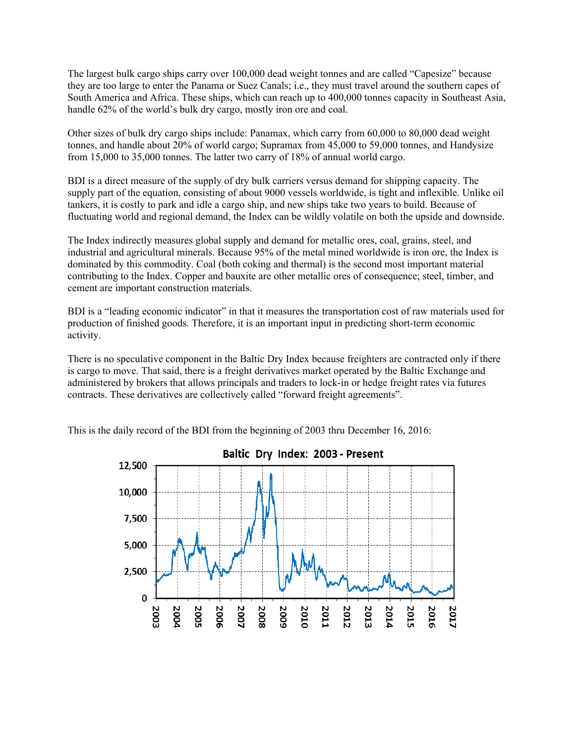The largest bulk cargo ships carry over 100,000 dead weight tonnes and are called "Capesize" because they are too large to enter the Panama or Suez Canals; i.e., they must travel around the southern capes of South America and Africa. These ships, which can reach up to 400,000 tonnes capacity in Southeast Asia, handle 62% of the world's bulk dry cargo, mostly iron ore and coal.

Other sizes of bulk dry cargo ships include: Panamax, which carry from 60,000 to 80,000 dead weight tonnes, and handle about 20% of world cargo; Supramax from 45,000 to 59,000 tonnes, and Handysize from 15,000 to 35,000 tonnes. The latter two carry of 18% of annual world cargo.

BDI is a direct measure of the supply of dry bulk carriers versus demand for shipping capacity. The supply part of the equation, consisting of about 9000 vessels worldwide, is tight and inflexible. Unlike oil tankers, it is costly to park and idle a cargo ship, and new ships take two years to build. Because of fluctuating world and regional demand, the Index can be wildly volatile on both the upside and downside.

The Index indirectly measures global supply and demand for metallic ores, coal, grains, steel, and industrial and agricultural minerals. Because 95% of the metal mined worldwide is iron ore, the Index is dominated by this commodity. Coal (both coking and thermal) is the second most important material contributing to the Index. Copper and bauxite are other metallic ores of consequence; steel, timber, and cement are important construction materials.

BDI is a "leading economic indicator" in that it measures the transportation cost of raw materials used for production of finished goods. Therefore, it is an important input in predicting short-term economic activity.

There is no speculative component in the Baltic Dry Index because freighters are contracted only if there is cargo to move. That said, there is a freight derivatives market operated by the Baltic Exchange and administered by brokers that allows principals and traders to lock-in or hedge freight rates via futures contracts. These derivatives are collectively called "forward freight agreements".

This is the daily record of the BDI from the beginning of 2003 thru December 16, 2016:

**Baltic Dry Index: 2003 - Present**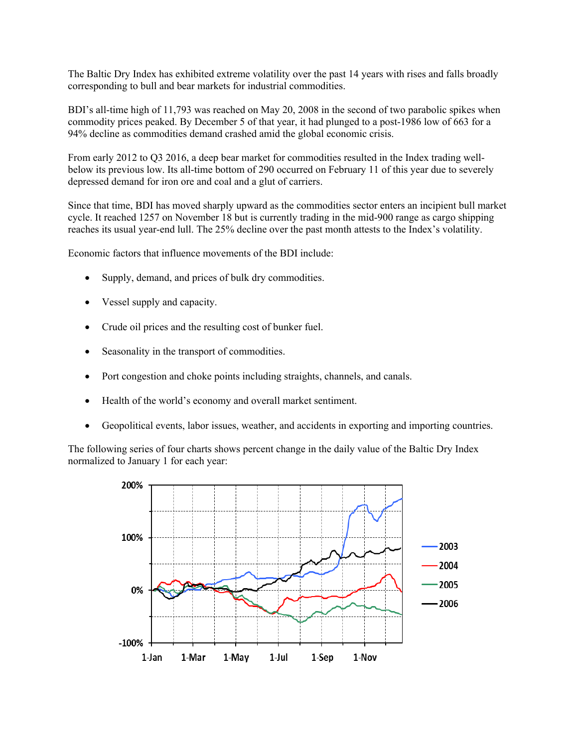The Baltic Dry Index has exhibited extreme volatility over the past 14 years with rises and falls broadly corresponding to bull and bear markets for industrial commodities.

BDI's all-time high of 11,793 was reached on May 20, 2008 in the second of two parabolic spikes when commodity prices peaked. By December 5 of that year, it had plunged to a post-1986 low of 663 for a 94% decline as commodities demand crashed amid the global economic crisis.

From early 2012 to Q3 2016, a deep bear market for commodities resulted in the Index trading well-below its previous low. Its all-time bottom of 290 occurred on February 11 of this year due to severely depressed demand for iron ore and coal and a glut of carriers.

Since that time, BDI has moved sharply upward as the commodities sector enters an incipient bull market cycle. It reached 1257 on November 18 but is currently trading in the mid-900 range as cargo shipping reaches its usual year-end lull. The 25% decline over the past month attests to the Index's volatility.

Economic factors that influence movements of the BDI include:

- Supply, demand, and prices of bulk dry commodities.
- Vessel supply and capacity.
- Crude oil prices and the resulting cost of bunker fuel.
- Seasonality in the transport of commodities.
- Port congestion and choke points including straights, channels, and canals.
- Health of the world's economy and overall market sentiment.
- Geopolitical events, labor issues, weather, and accidents in exporting and importing countries.

The following series of four charts shows percent change in the daily value of the Baltic Dry Index normalized to January 1 for each year: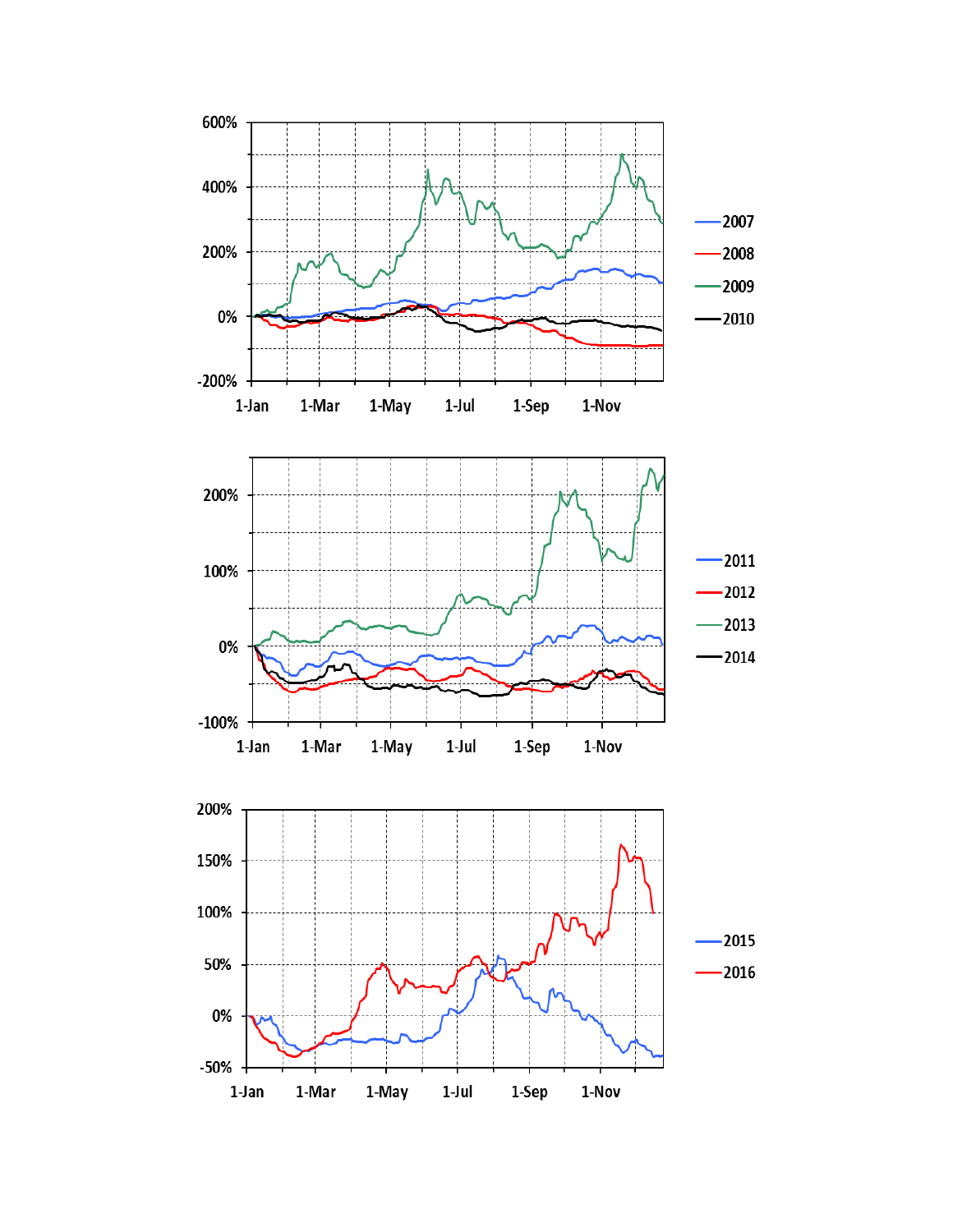600%
400%
200%
0%
-200%

1-Jan 1-Mar 1-May 1-Jul 1-Sep 1-Nov

2007
2008
2009
2010

200%
100%
0%
-100%

1-Jan 1-Mar 1-May 1-Jul 1-Sep 1-Nov

2011
2012
2013
2014

200%
150%
100%
50%
0%
-50%

1-Jan 1-Mar 1-May 1-Jul 1-Sep 1-Nov

2015
2016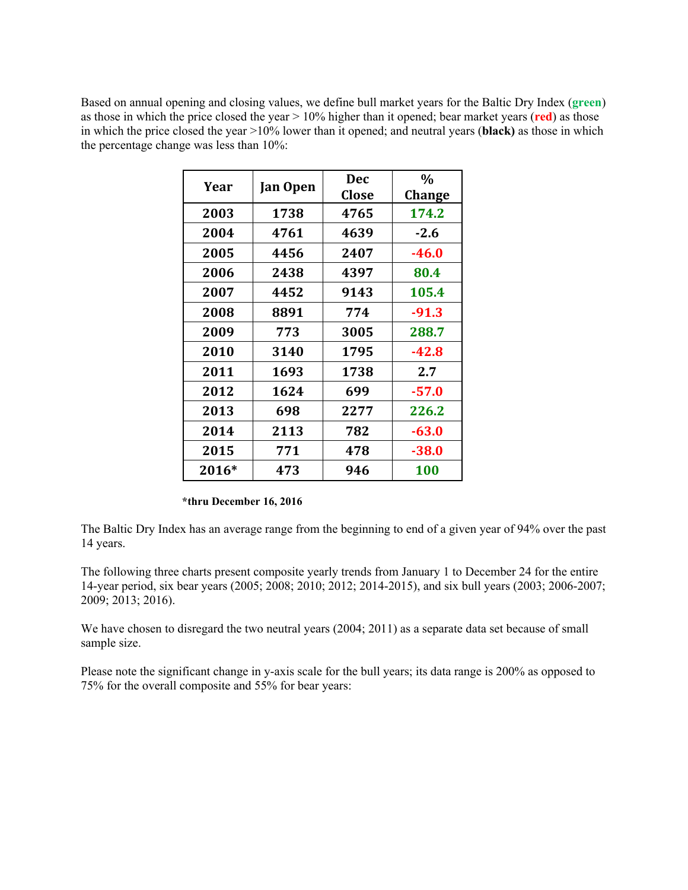Based on annual opening and closing values, we define bull market years for the Baltic Dry Index (**green**) as those in which the price closed the year > 10% higher than it opened; bear market years (**red**) as those in which the price closed the year >10% lower than it opened; and neutral years (**black)** as those in which the percentage change was less than 10%:

| Year | Jan Open | Dec Close | % Change |
|---|---|---|---|
| 2003 | 1738 | 4765 | 174.2 |
| 2004 | 4761 | 4639 | -2.6 |
| 2005 | 4456 | 2407 | -46.0 |
| 2006 | 2438 | 4397 | 80.4 |
| 2007 | 4452 | 9143 | 105.4 |
| 2008 | 8891 | 774 | -91.3 |
| 2009 | 773 | 3005 | 288.7 |
| 2010 | 3140 | 1795 | -42.8 |
| 2011 | 1693 | 1738 | 2.7 |
| 2012 | 1624 | 699 | -57.0 |
| 2013 | 698 | 2277 | 226.2 |
| 2014 | 2113 | 782 | -63.0 |
| 2015 | 771 | 478 | -38.0 |
| 2016* | 473 | 946 | 100 |

**\*thru December 16, 2016**

The Baltic Dry Index has an average range from the beginning to end of a given year of 94% over the past 14 years.

The following three charts present composite yearly trends from January 1 to December 24 for the entire 14-year period, six bear years (2005; 2008; 2010; 2012; 2014-2015), and six bull years (2003; 2006-2007; 2009; 2013; 2016).

We have chosen to disregard the two neutral years (2004; 2011) as a separate data set because of small sample size.

Please note the significant change in y-axis scale for the bull years; its data range is 200% as opposed to 75% for the overall composite and 55% for bear years: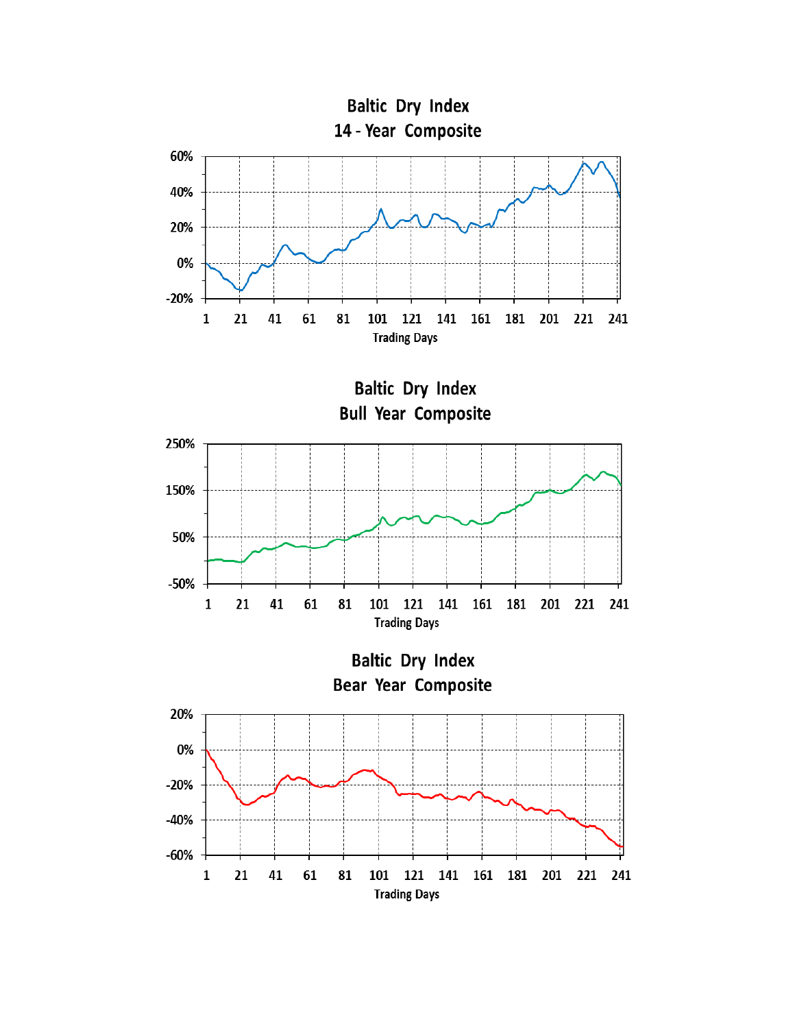Baltic Dry Index
14 - Year Composite

Baltic Dry Index
Bull Year Composite

Baltic Dry Index
Bear Year Composite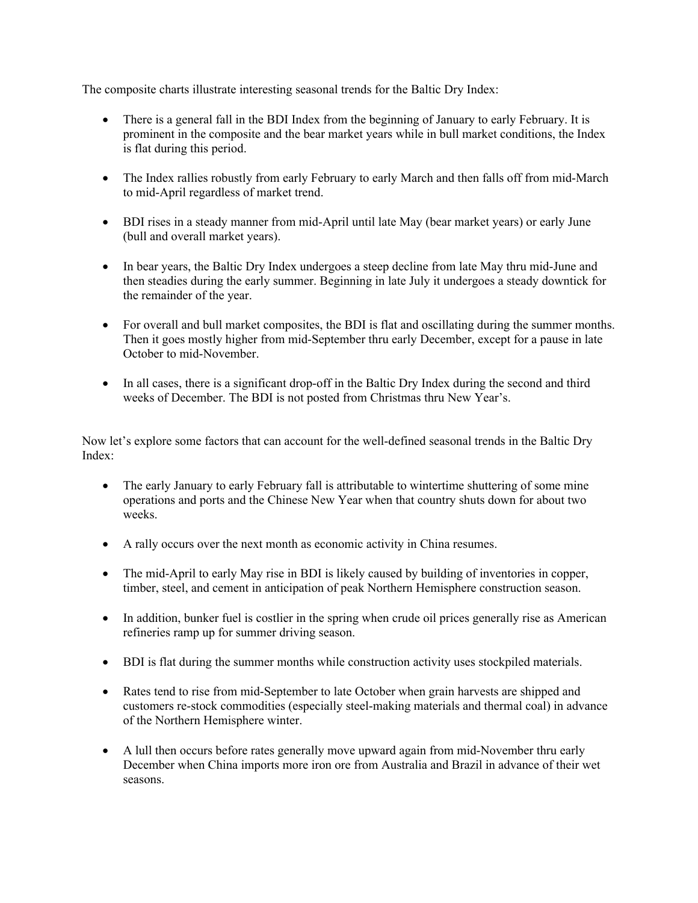The composite charts illustrate interesting seasonal trends for the Baltic Dry Index:

- There is a general fall in the BDI Index from the beginning of January to early February. It is prominent in the composite and the bear market years while in bull market conditions, the Index is flat during this period.

- The Index rallies robustly from early February to early March and then falls off from mid-March to mid-April regardless of market trend.

- BDI rises in a steady manner from mid-April until late May (bear market years) or early June (bull and overall market years).

- In bear years, the Baltic Dry Index undergoes a steep decline from late May thru mid-June and then steadies during the early summer. Beginning in late July it undergoes a steady downtick for the remainder of the year.

- For overall and bull market composites, the BDI is flat and oscillating during the summer months. Then it goes mostly higher from mid-September thru early December, except for a pause in late October to mid-November.

- In all cases, there is a significant drop-off in the Baltic Dry Index during the second and third weeks of December. The BDI is not posted from Christmas thru New Year's.

Now let's explore some factors that can account for the well-defined seasonal trends in the Baltic Dry Index:

- The early January to early February fall is attributable to wintertime shuttering of some mine operations and ports and the Chinese New Year when that country shuts down for about two weeks.

- A rally occurs over the next month as economic activity in China resumes.

- The mid-April to early May rise in BDI is likely caused by building of inventories in copper, timber, steel, and cement in anticipation of peak Northern Hemisphere construction season.

- In addition, bunker fuel is costlier in the spring when crude oil prices generally rise as American refineries ramp up for summer driving season.

- BDI is flat during the summer months while construction activity uses stockpiled materials.

- Rates tend to rise from mid-September to late October when grain harvests are shipped and customers re-stock commodities (especially steel-making materials and thermal coal) in advance of the Northern Hemisphere winter.

- A lull then occurs before rates generally move upward again from mid-November thru early December when China imports more iron ore from Australia and Brazil in advance of their wet seasons.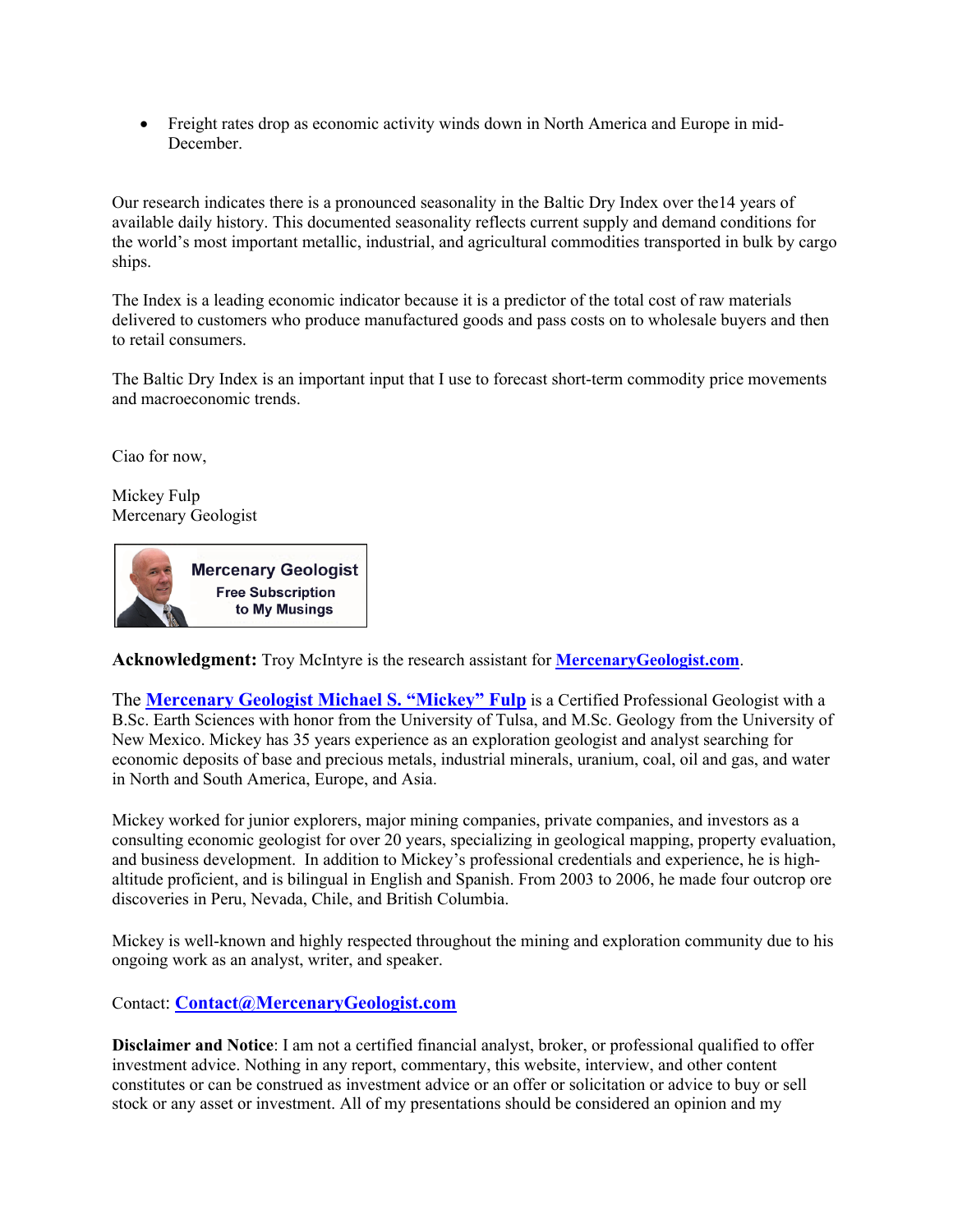- Freight rates drop as economic activity winds down in North America and Europe in mid-December.

Our research indicates there is a pronounced seasonality in the Baltic Dry Index over the14 years of available daily history. This documented seasonality reflects current supply and demand conditions for the world's most important metallic, industrial, and agricultural commodities transported in bulk by cargo ships.

The Index is a leading economic indicator because it is a predictor of the total cost of raw materials delivered to customers who produce manufactured goods and pass costs on to wholesale buyers and then to retail consumers.

The Baltic Dry Index is an important input that I use to forecast short-term commodity price movements and macroeconomic trends.

Ciao for now,

Mickey Fulp
Mercenary Geologist

Mercenary Geologist
Free Subscription
to My Musings

**Acknowledgment:** Troy McIntyre is the research assistant for **MercenaryGeologist.com**.

The **Mercenary Geologist Michael S. "Mickey" Fulp** is a Certified Professional Geologist with a B.Sc. Earth Sciences with honor from the University of Tulsa, and M.Sc. Geology from the University of New Mexico. Mickey has 35 years experience as an exploration geologist and analyst searching for economic deposits of base and precious metals, industrial minerals, uranium, coal, oil and gas, and water in North and South America, Europe, and Asia.

Mickey worked for junior explorers, major mining companies, private companies, and investors as a consulting economic geologist for over 20 years, specializing in geological mapping, property evaluation, and business development. In addition to Mickey's professional credentials and experience, he is high-altitude proficient, and is bilingual in English and Spanish. From 2003 to 2006, he made four outcrop ore discoveries in Peru, Nevada, Chile, and British Columbia.

Mickey is well-known and highly respected throughout the mining and exploration community due to his ongoing work as an analyst, writer, and speaker.

Contact: **Contact@MercenaryGeologist.com**

**Disclaimer and Notice**: I am not a certified financial analyst, broker, or professional qualified to offer investment advice. Nothing in any report, commentary, this website, interview, and other content constitutes or can be construed as investment advice or an offer or solicitation or advice to buy or sell stock or any asset or investment. All of my presentations should be considered an opinion and my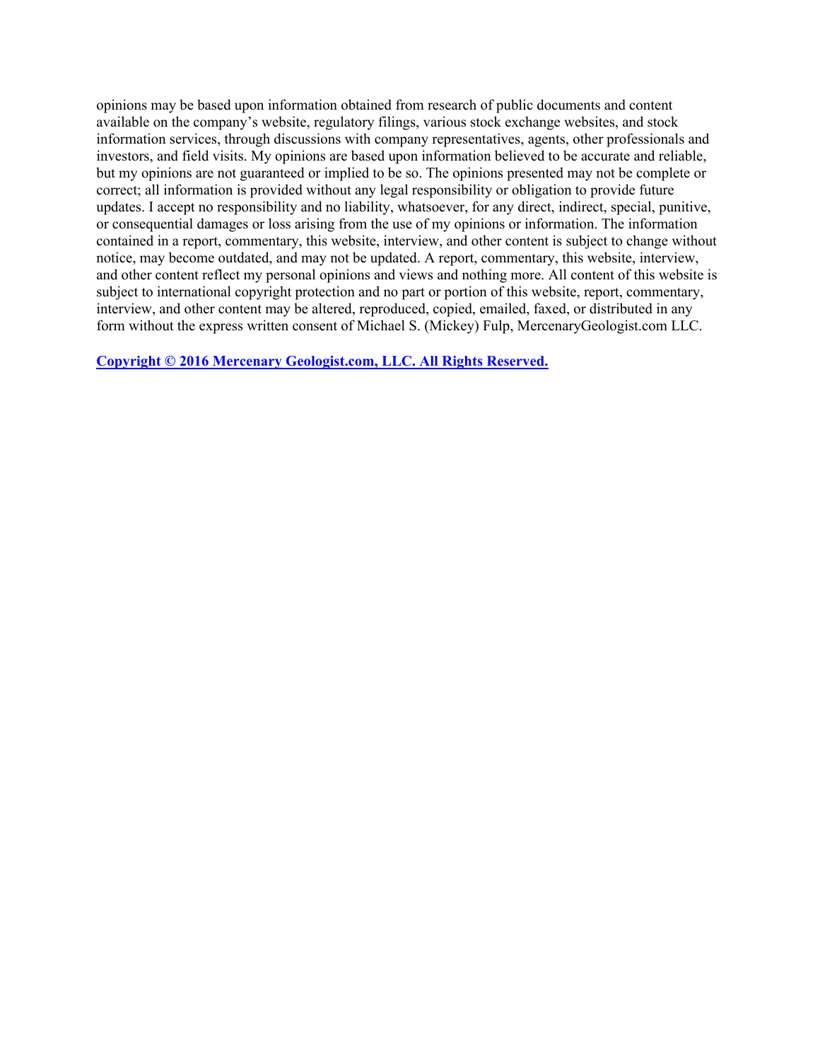opinions may be based upon information obtained from research of public documents and content available on the company's website, regulatory filings, various stock exchange websites, and stock information services, through discussions with company representatives, agents, other professionals and investors, and field visits. My opinions are based upon information believed to be accurate and reliable, but my opinions are not guaranteed or implied to be so. The opinions presented may not be complete or correct; all information is provided without any legal responsibility or obligation to provide future updates. I accept no responsibility and no liability, whatsoever, for any direct, indirect, special, punitive, or consequential damages or loss arising from the use of my opinions or information. The information contained in a report, commentary, this website, interview, and other content is subject to change without notice, may become outdated, and may not be updated. A report, commentary, this website, interview, and other content reflect my personal opinions and views and nothing more. All content of this website is subject to international copyright protection and no part or portion of this website, report, commentary, interview, and other content may be altered, reproduced, copied, emailed, faxed, or distributed in any form without the express written consent of Michael S. (Mickey) Fulp, MercenaryGeologist.com LLC.

**Copyright © 2016 Mercenary Geologist.com, LLC. All Rights Reserved.**